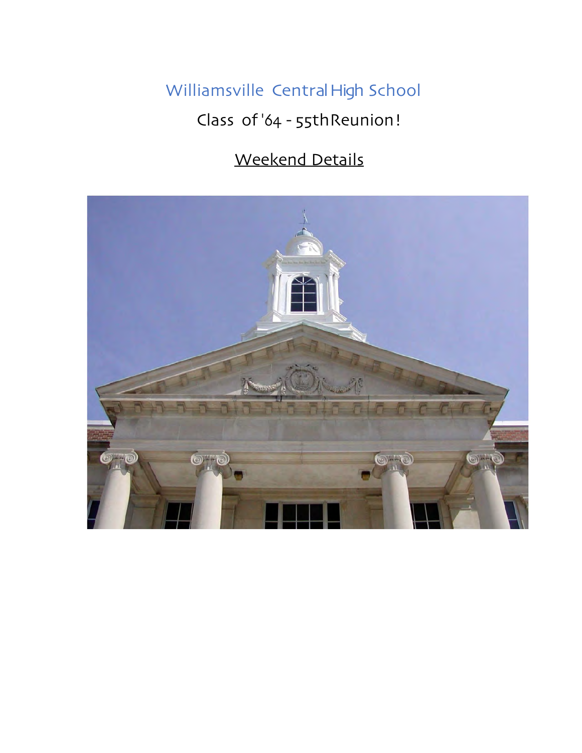# Williamsville Central High School

## Class of '64 - 55th Reunion!

### <u>Weekend Details</u>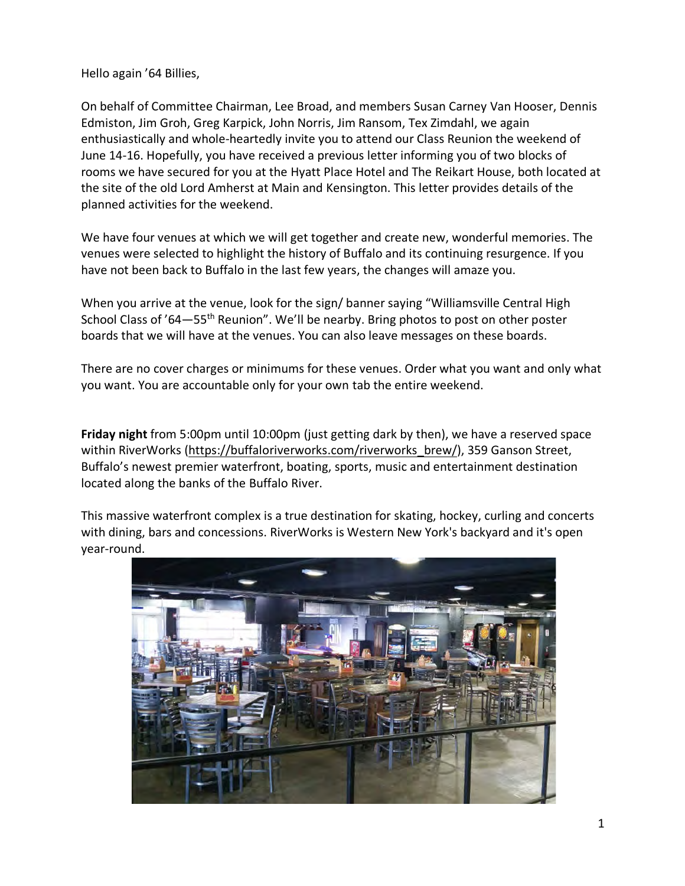Hello again '64 Billies,

On behalf of Committee Chairman, Lee Broad, and members Susan Carney Van Hooser, Dennis Edmiston, Jim Groh, Greg Karpick, John Norris, Jim Ransom, Tex Zimdahl, we again enthusiastically and whole-heartedly invite you to attend our Class Reunion the weekend of June 14-16. Hopefully, you have received a previous letter informing you of two blocks of rooms we have secured for you at the Hyatt Place Hotel and The Reikart House, both located at the site of the old Lord Amherst at Main and Kensington. This letter provides details of the planned activities for the weekend.

We have four venues at which we will get together and create new, wonderful memories. The venues were selected to highlight the history of Buffalo and its continuing resurgence. If you have not been back to Buffalo in the last few years, the changes will amaze you.

When you arrive at the venue, look for the sign/ banner saying "Williamsville Central High School Class of '64—55th Reunion". We'll be nearby. Bring photos to post on other poster boards that we will have at the venues. You can also leave messages on these boards.

There are no cover charges or minimums for these venues. Order what you want and only what you want. You are accountable only for your own tab the entire weekend.

**Friday night** from 5:00pm until 10:00pm (just getting dark by then), we have a reserved space within RiverWorks (https://buffaloriverworks.com/riverworks_brew/), 359 Ganson Street, Buffalo's newest premier waterfront, boating, sports, music and entertainment destination located along the banks of the Buffalo River.

This massive waterfront complex is a true destination for skating, hockey, curling and concerts with dining, bars and concessions. RiverWorks is Western New York's backyard and it's open year-round.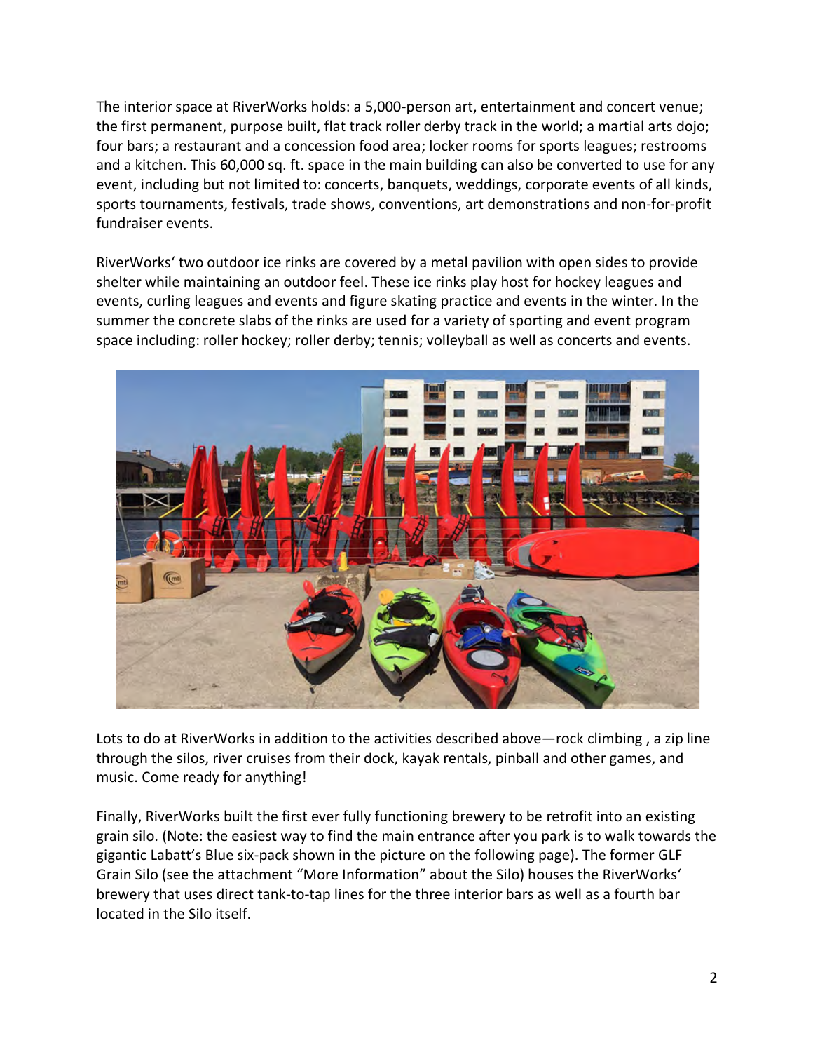The interior space at RiverWorks holds: a 5,000-person art, entertainment and concert venue; the first permanent, purpose built, flat track roller derby track in the world; a martial arts dojo; four bars; a restaurant and a concession food area; locker rooms for sports leagues; restrooms and a kitchen. This 60,000 sq. ft. space in the main building can also be converted to use for any event, including but not limited to: concerts, banquets, weddings, corporate events of all kinds, sports tournaments, festivals, trade shows, conventions, art demonstrations and non-for-profit fundraiser events.

RiverWorks' two outdoor ice rinks are covered by a metal pavilion with open sides to provide shelter while maintaining an outdoor feel. These ice rinks play host for hockey leagues and events, curling leagues and events and figure skating practice and events in the winter. In the summer the concrete slabs of the rinks are used for a variety of sporting and event program space including: roller hockey; roller derby; tennis; volleyball as well as concerts and events.

Lots to do at RiverWorks in addition to the activities described above—rock climbing , a zip line through the silos, river cruises from their dock, kayak rentals, pinball and other games, and music. Come ready for anything!

Finally, RiverWorks built the first ever fully functioning brewery to be retrofit into an existing grain silo. (Note: the easiest way to find the main entrance after you park is to walk towards the gigantic Labatt's Blue six-pack shown in the picture on the following page). The former GLF Grain Silo (see the attachment "More Information" about the Silo) houses the RiverWorks' brewery that uses direct tank-to-tap lines for the three interior bars as well as a fourth bar located in the Silo itself.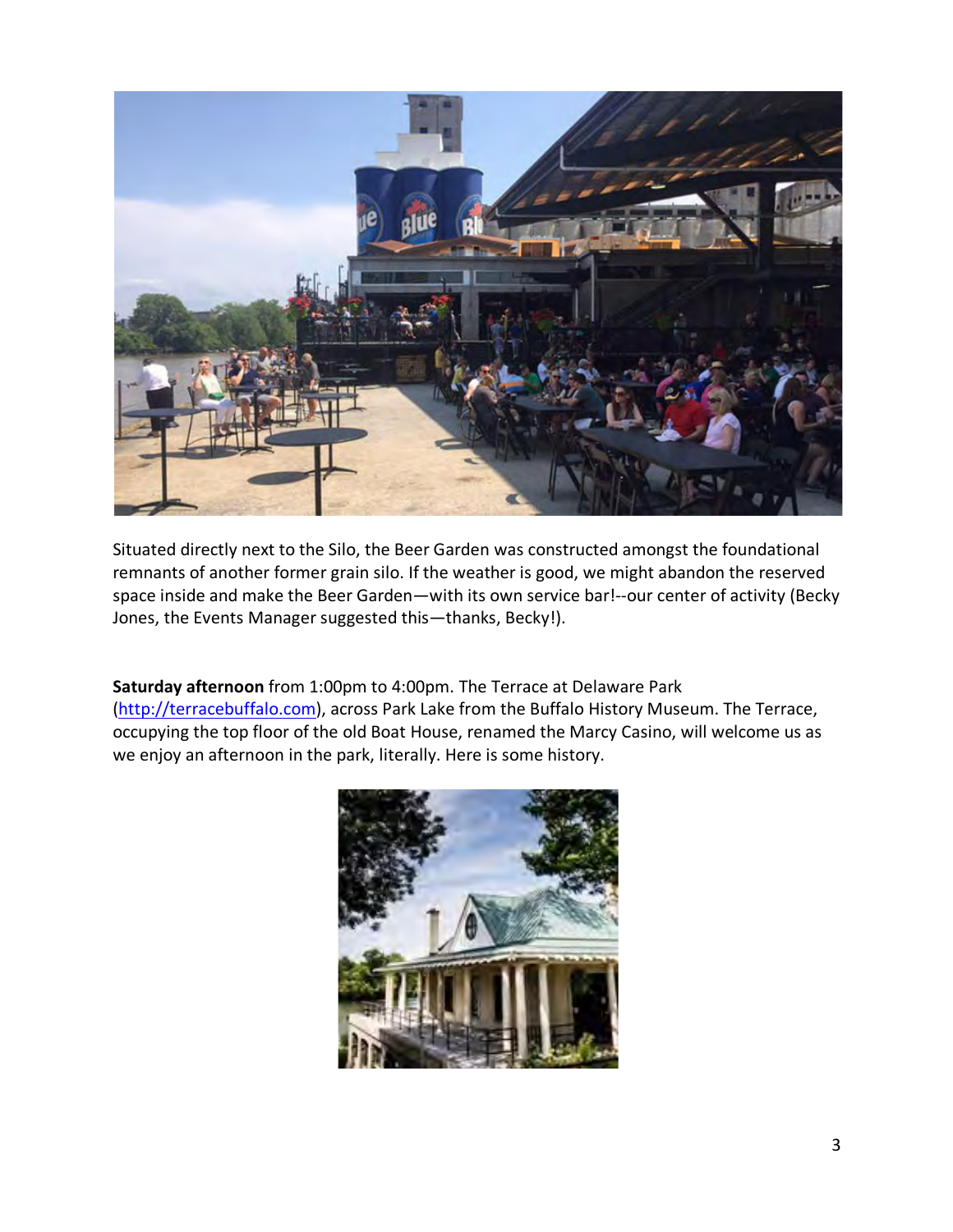Situated directly next to the Silo, the Beer Garden was constructed amongst the foundational remnants of another former grain silo. If the weather is good, we might abandon the reserved space inside and make the Beer Garden—with its own service bar!--our center of activity (Becky Jones, the Events Manager suggested this—thanks, Becky!).

**Saturday afternoon** from 1:00pm to 4:00pm. The Terrace at Delaware Park (http://terracebuffalo.com), across Park Lake from the Buffalo History Museum. The Terrace, occupying the top floor of the old Boat House, renamed the Marcy Casino, will welcome us as we enjoy an afternoon in the park, literally. Here is some history.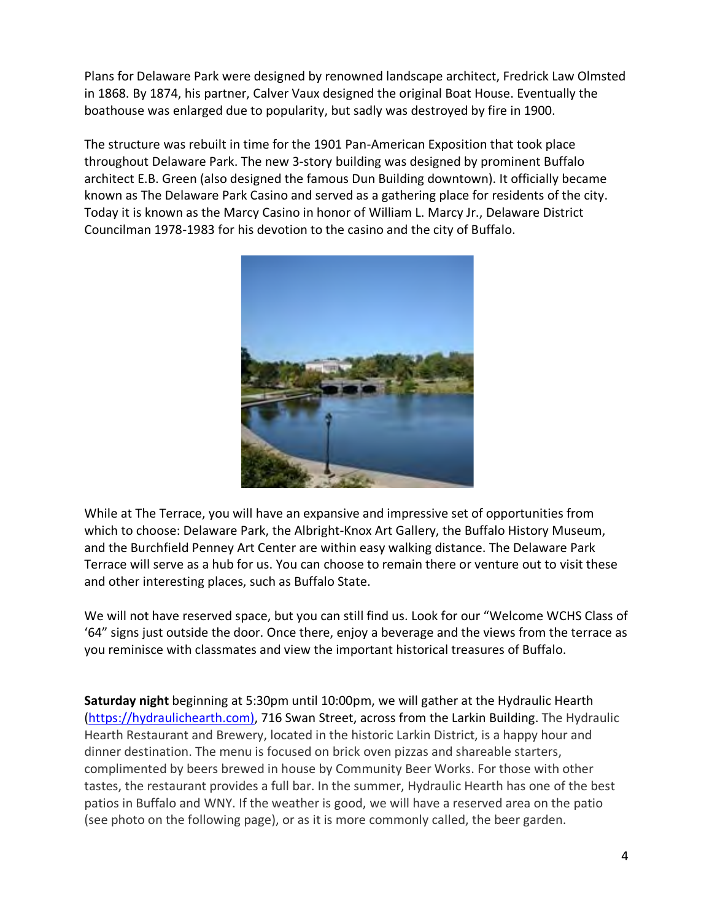Plans for Delaware Park were designed by renowned landscape architect, Fredrick Law Olmsted in 1868. By 1874, his partner, Calver Vaux designed the original Boat House. Eventually the boathouse was enlarged due to popularity, but sadly was destroyed by fire in 1900.

The structure was rebuilt in time for the 1901 Pan-American Exposition that took place throughout Delaware Park. The new 3-story building was designed by prominent Buffalo architect E.B. Green (also designed the famous Dun Building downtown). It officially became known as The Delaware Park Casino and served as a gathering place for residents of the city. Today it is known as the Marcy Casino in honor of William L. Marcy Jr., Delaware District Councilman 1978-1983 for his devotion to the casino and the city of Buffalo.

While at The Terrace, you will have an expansive and impressive set of opportunities from which to choose: Delaware Park, the Albright-Knox Art Gallery, the Buffalo History Museum, and the Burchfield Penney Art Center are within easy walking distance. The Delaware Park Terrace will serve as a hub for us. You can choose to remain there or venture out to visit these and other interesting places, such as Buffalo State.

We will not have reserved space, but you can still find us. Look for our "Welcome WCHS Class of '64" signs just outside the door. Once there, enjoy a beverage and the views from the terrace as you reminisce with classmates and view the important historical treasures of Buffalo.

**Saturday night** beginning at 5:30pm until 10:00pm, we will gather at the Hydraulic Hearth (https://hydraulichearth.com), 716 Swan Street, across from the Larkin Building. The Hydraulic Hearth Restaurant and Brewery, located in the historic Larkin District, is a happy hour and dinner destination. The menu is focused on brick oven pizzas and shareable starters, complimented by beers brewed in house by Community Beer Works. For those with other tastes, the restaurant provides a full bar. In the summer, Hydraulic Hearth has one of the best patios in Buffalo and WNY. If the weather is good, we will have a reserved area on the patio (see photo on the following page), or as it is more commonly called, the beer garden.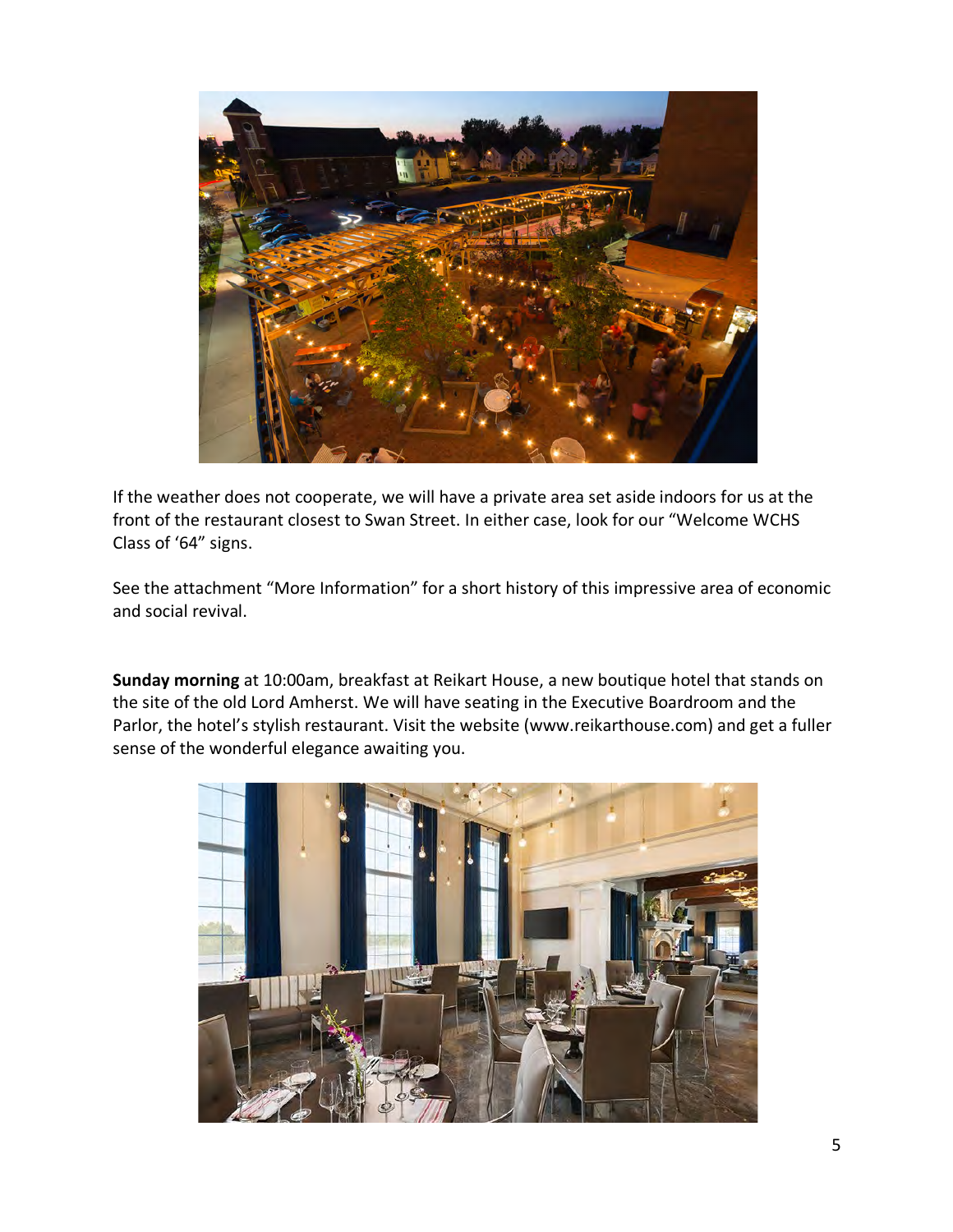If the weather does not cooperate, we will have a private area set aside indoors for us at the front of the restaurant closest to Swan Street. In either case, look for our "Welcome WCHS Class of '64" signs.

See the attachment "More Information" for a short history of this impressive area of economic and social revival.

**Sunday morning** at 10:00am, breakfast at Reikart House, a new boutique hotel that stands on the site of the old Lord Amherst. We will have seating in the Executive Boardroom and the Parlor, the hotel's stylish restaurant. Visit the website (www.reikarthouse.com) and get a fuller sense of the wonderful elegance awaiting you.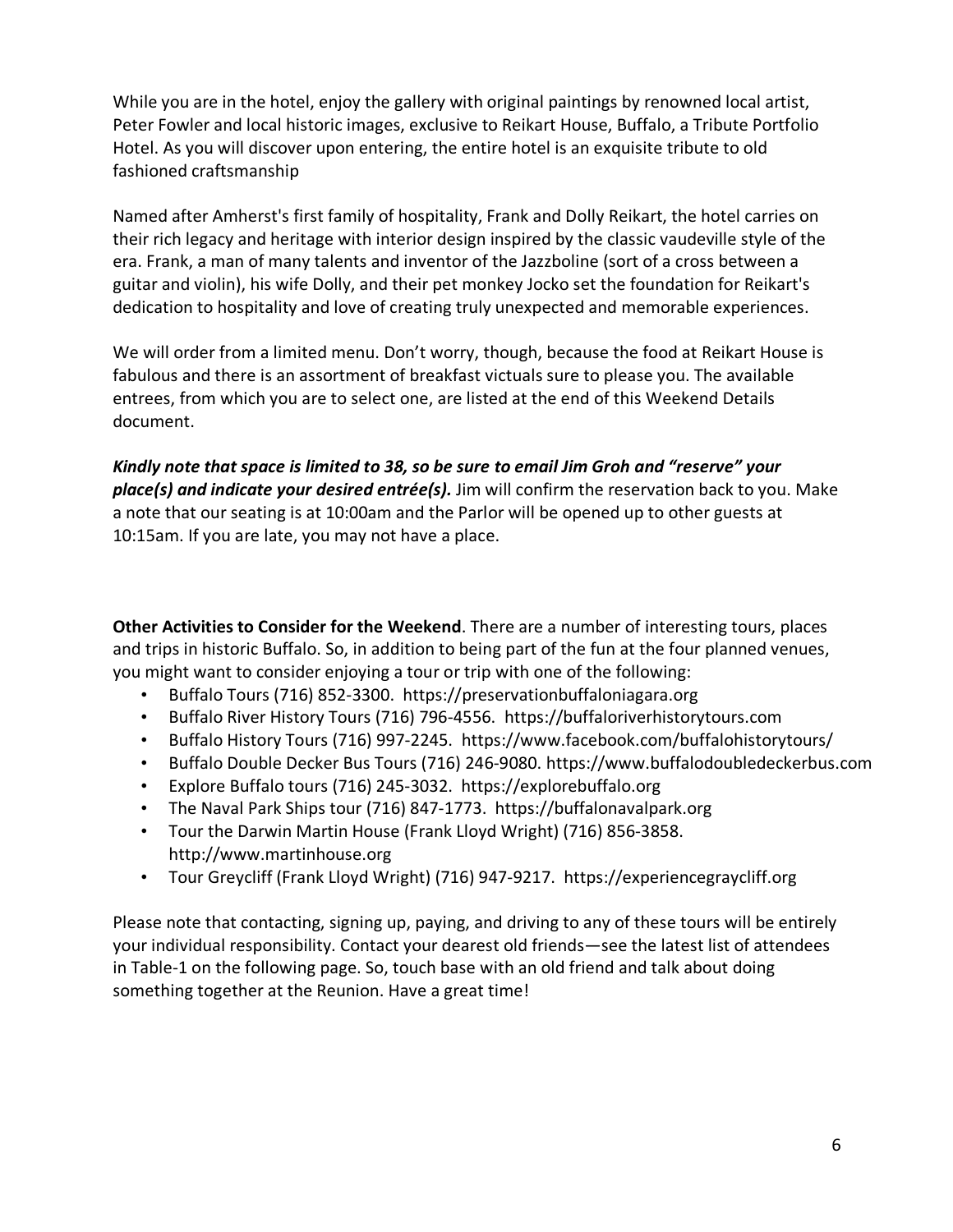While you are in the hotel, enjoy the gallery with original paintings by renowned local artist, Peter Fowler and local historic images, exclusive to Reikart House, Buffalo, a Tribute Portfolio Hotel. As you will discover upon entering, the entire hotel is an exquisite tribute to old fashioned craftsmanship

Named after Amherst's first family of hospitality, Frank and Dolly Reikart, the hotel carries on their rich legacy and heritage with interior design inspired by the classic vaudeville style of the era. Frank, a man of many talents and inventor of the Jazzboline (sort of a cross between a guitar and violin), his wife Dolly, and their pet monkey Jocko set the foundation for Reikart's dedication to hospitality and love of creating truly unexpected and memorable experiences.

We will order from a limited menu. Don't worry, though, because the food at Reikart House is fabulous and there is an assortment of breakfast victuals sure to please you. The available entrees, from which you are to select one, are listed at the end of this Weekend Details document.

***Kindly note that space is limited to 38, so be sure to email Jim Groh and "reserve" your place(s) and indicate your desired entrée(s).*** Jim will confirm the reservation back to you. Make a note that our seating is at 10:00am and the Parlor will be opened up to other guests at 10:15am. If you are late, you may not have a place.

**Other Activities to Consider for the Weekend**. There are a number of interesting tours, places and trips in historic Buffalo. So, in addition to being part of the fun at the four planned venues, you might want to consider enjoying a tour or trip with one of the following:

- Buffalo Tours (716) 852-3300. https://preservationbuffaloniagara.org
- Buffalo River History Tours (716) 796-4556. https://buffaloriverhistorytours.com
- Buffalo History Tours (716) 997-2245. https://www.facebook.com/buffalohistorytours/
- Buffalo Double Decker Bus Tours (716) 246-9080. https://www.buffalodoubledeckerbus.com
- Explore Buffalo tours (716) 245-3032. https://explorebuffalo.org
- The Naval Park Ships tour (716) 847-1773. https://buffalonavalpark.org
- Tour the Darwin Martin House (Frank Lloyd Wright) (716) 856-3858. http://www.martinhouse.org
- Tour Greycliff (Frank Lloyd Wright) (716) 947-9217. https://experiencegraycliff.org

Please note that contacting, signing up, paying, and driving to any of these tours will be entirely your individual responsibility. Contact your dearest old friends—see the latest list of attendees in Table-1 on the following page. So, touch base with an old friend and talk about doing something together at the Reunion. Have a great time!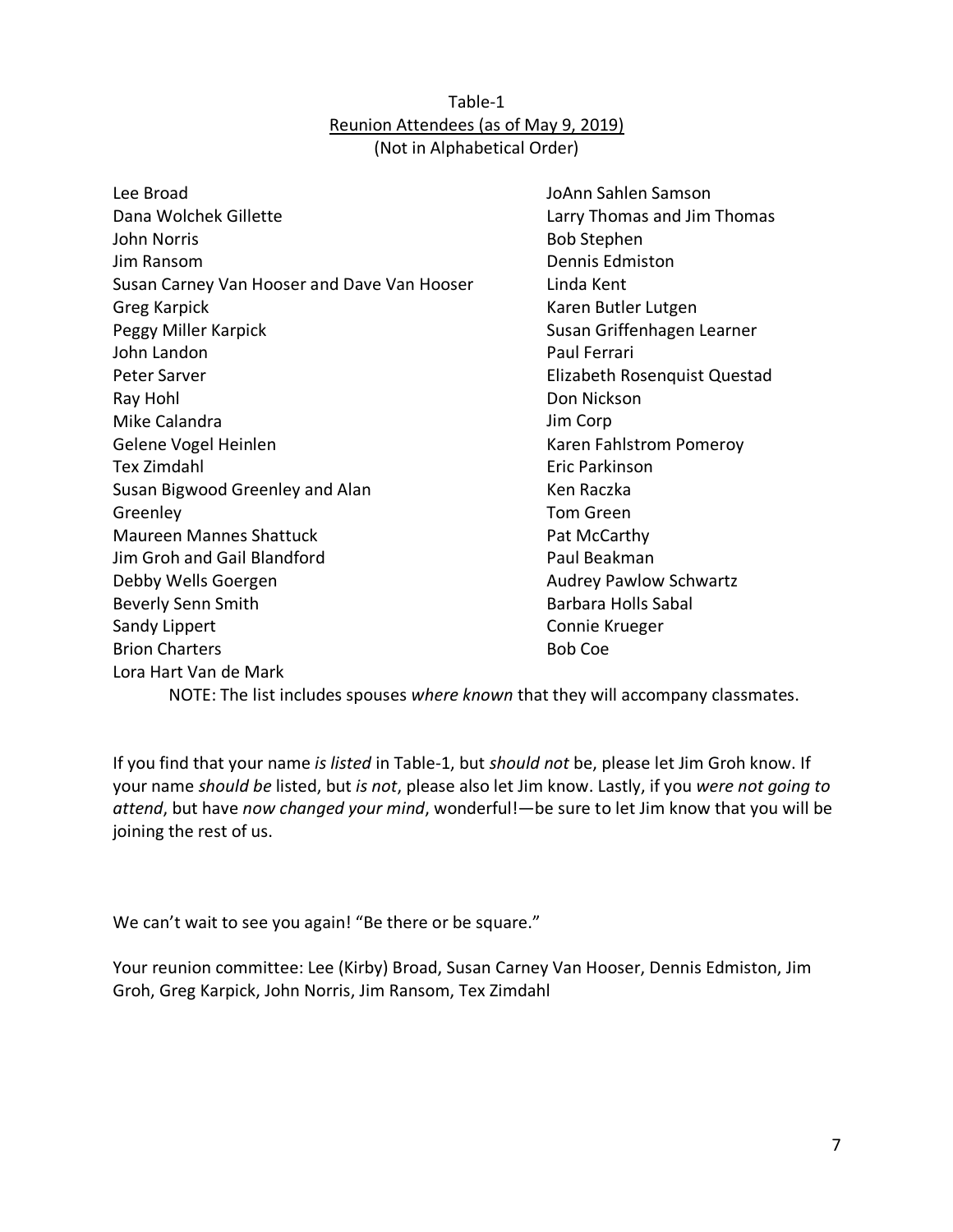Table-1

Reunion Attendees (as of May 9, 2019)

(Not in Alphabetical Order)

Lee Broad
Dana Wolchek Gillette
John Norris
Jim Ransom
Susan Carney Van Hooser and Dave Van Hooser
Greg Karpick
Peggy Miller Karpick
John Landon
Peter Sarver
Ray Hohl
Mike Calandra
Gelene Vogel Heinlen
Tex Zimdahl
Susan Bigwood Greenley and Alan Greenley
Maureen Mannes Shattuck
Jim Groh and Gail Blandford
Debby Wells Goergen
Beverly Senn Smith
Sandy Lippert
Brion Charters
Lora Hart Van de Mark
JoAnn Sahlen Samson
Larry Thomas and Jim Thomas
Bob Stephen
Dennis Edmiston
Linda Kent
Karen Butler Lutgen
Susan Griffenhagen Learner
Paul Ferrari
Elizabeth Rosenquist Questad
Don Nickson
Jim Corp
Karen Fahlstrom Pomeroy
Eric Parkinson
Ken Raczka
Tom Green
Pat McCarthy
Paul Beakman
Audrey Pawlow Schwartz
Barbara Holls Sabal
Connie Krueger
Bob Coe

NOTE: The list includes spouses *where known* that they will accompany classmates.

If you find that your name *is listed* in Table-1, but *should not* be, please let Jim Groh know. If your name *should be* listed, but *is not*, please also let Jim know. Lastly, if you *were not going to attend*, but have *now changed your mind*, wonderful!—be sure to let Jim know that you will be joining the rest of us.

We can't wait to see you again! "Be there or be square."

Your reunion committee: Lee (Kirby) Broad, Susan Carney Van Hooser, Dennis Edmiston, Jim Groh, Greg Karpick, John Norris, Jim Ransom, Tex Zimdahl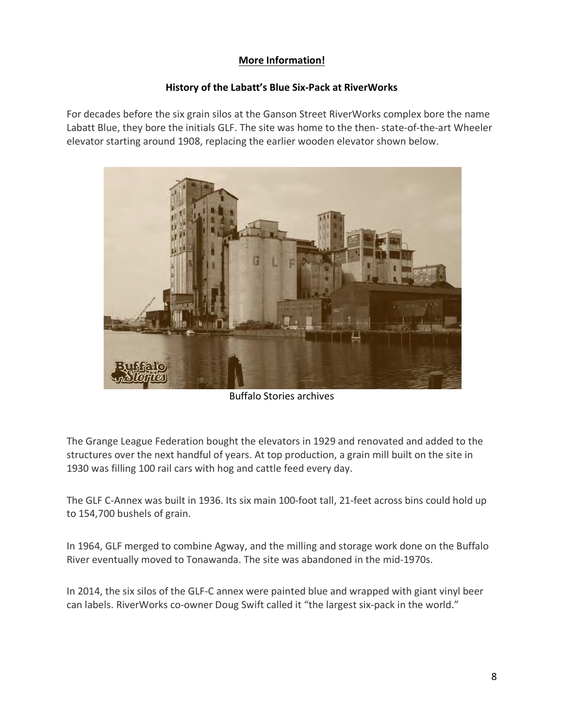**More Information!**

**History of the Labatt's Blue Six-Pack at RiverWorks**

For decades before the six grain silos at the Ganson Street RiverWorks complex bore the name Labatt Blue, they bore the initials GLF. The site was home to the then- state-of-the-art Wheeler elevator starting around 1908, replacing the earlier wooden elevator shown below.

Buffalo Stories archives

The Grange League Federation bought the elevators in 1929 and renovated and added to the structures over the next handful of years. At top production, a grain mill built on the site in 1930 was filling 100 rail cars with hog and cattle feed every day.

The GLF C-Annex was built in 1936. Its six main 100-foot tall, 21-feet across bins could hold up to 154,700 bushels of grain.

In 1964, GLF merged to combine Agway, and the milling and storage work done on the Buffalo River eventually moved to Tonawanda. The site was abandoned in the mid-1970s.

In 2014, the six silos of the GLF-C annex were painted blue and wrapped with giant vinyl beer can labels. RiverWorks co-owner Doug Swift called it "the largest six-pack in the world."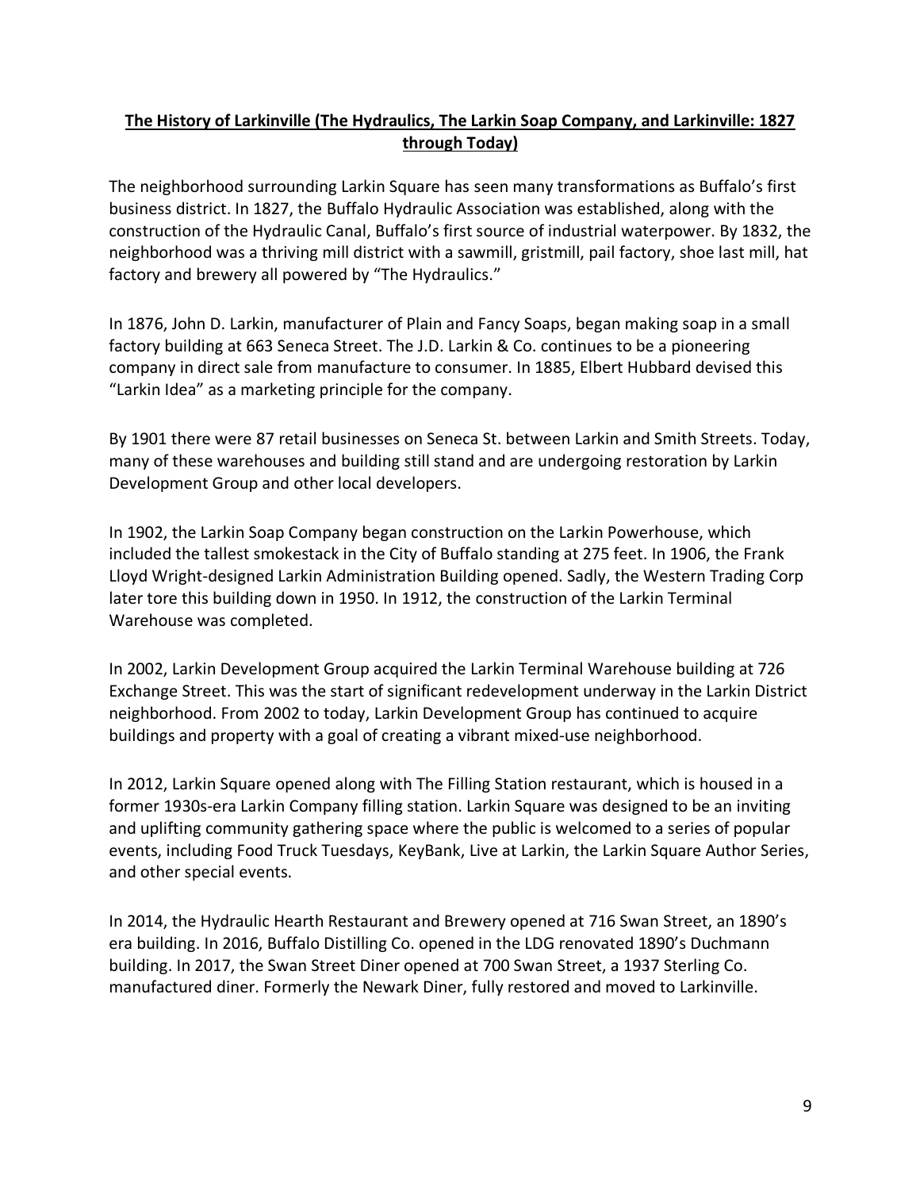## **The History of Larkinville (The Hydraulics, The Larkin Soap Company, and Larkinville: 1827 through Today)**

The neighborhood surrounding Larkin Square has seen many transformations as Buffalo's first business district. In 1827, the Buffalo Hydraulic Association was established, along with the construction of the Hydraulic Canal, Buffalo's first source of industrial waterpower. By 1832, the neighborhood was a thriving mill district with a sawmill, gristmill, pail factory, shoe last mill, hat factory and brewery all powered by "The Hydraulics."

In 1876, John D. Larkin, manufacturer of Plain and Fancy Soaps, began making soap in a small factory building at 663 Seneca Street. The J.D. Larkin & Co. continues to be a pioneering company in direct sale from manufacture to consumer. In 1885, Elbert Hubbard devised this "Larkin Idea" as a marketing principle for the company.

By 1901 there were 87 retail businesses on Seneca St. between Larkin and Smith Streets. Today, many of these warehouses and building still stand and are undergoing restoration by Larkin Development Group and other local developers.

In 1902, the Larkin Soap Company began construction on the Larkin Powerhouse, which included the tallest smokestack in the City of Buffalo standing at 275 feet. In 1906, the Frank Lloyd Wright-designed Larkin Administration Building opened. Sadly, the Western Trading Corp later tore this building down in 1950. In 1912, the construction of the Larkin Terminal Warehouse was completed.

In 2002, Larkin Development Group acquired the Larkin Terminal Warehouse building at 726 Exchange Street. This was the start of significant redevelopment underway in the Larkin District neighborhood. From 2002 to today, Larkin Development Group has continued to acquire buildings and property with a goal of creating a vibrant mixed-use neighborhood.

In 2012, Larkin Square opened along with The Filling Station restaurant, which is housed in a former 1930s-era Larkin Company filling station. Larkin Square was designed to be an inviting and uplifting community gathering space where the public is welcomed to a series of popular events, including Food Truck Tuesdays, KeyBank, Live at Larkin, the Larkin Square Author Series, and other special events.

In 2014, the Hydraulic Hearth Restaurant and Brewery opened at 716 Swan Street, an 1890's era building. In 2016, Buffalo Distilling Co. opened in the LDG renovated 1890's Duchmann building. In 2017, the Swan Street Diner opened at 700 Swan Street, a 1937 Sterling Co. manufactured diner. Formerly the Newark Diner, fully restored and moved to Larkinville.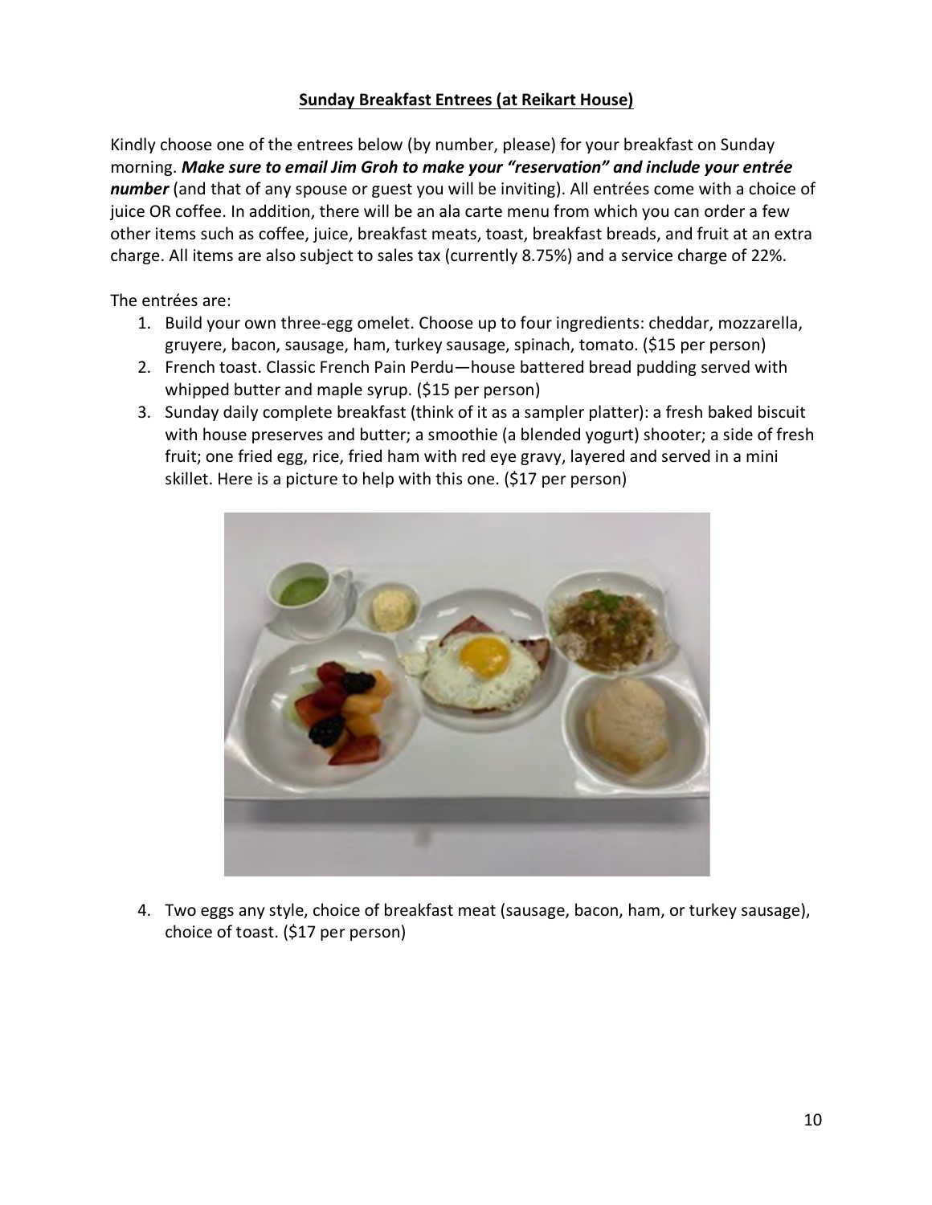**Sunday Breakfast Entrees (at Reikart House)**

Kindly choose one of the entrees below (by number, please) for your breakfast on Sunday morning. ***Make sure to email Jim Groh to make your "reservation" and include your entrée number*** (and that of any spouse or guest you will be inviting). All entrées come with a choice of juice OR coffee. In addition, there will be an ala carte menu from which you can order a few other items such as coffee, juice, breakfast meats, toast, breakfast breads, and fruit at an extra charge. All items are also subject to sales tax (currently 8.75%) and a service charge of 22%.

The entrées are:

1. Build your own three-egg omelet. Choose up to four ingredients: cheddar, mozzarella, gruyere, bacon, sausage, ham, turkey sausage, spinach, tomato. ($15 per person)
2. French toast. Classic French Pain Perdu—house battered bread pudding served with whipped butter and maple syrup. ($15 per person)
3. Sunday daily complete breakfast (think of it as a sampler platter): a fresh baked biscuit with house preserves and butter; a smoothie (a blended yogurt) shooter; a side of fresh fruit; one fried egg, rice, fried ham with red eye gravy, layered and served in a mini skillet. Here is a picture to help with this one. ($17 per person)
4. Two eggs any style, choice of breakfast meat (sausage, bacon, ham, or turkey sausage), choice of toast. ($17 per person)